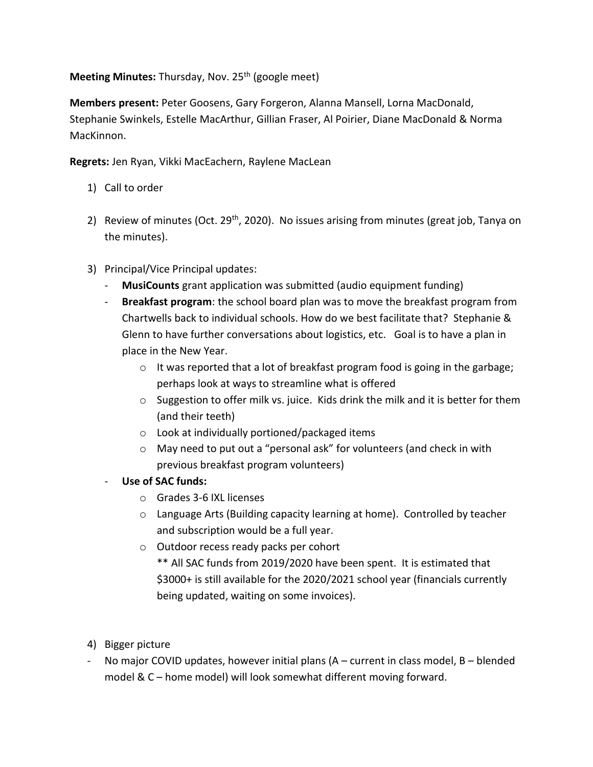**Meeting Minutes:** Thursday, Nov. 25th (google meet)

**Members present:** Peter Goosens, Gary Forgeron, Alanna Mansell, Lorna MacDonald, Stephanie Swinkels, Estelle MacArthur, Gillian Fraser, Al Poirier, Diane MacDonald & Norma MacKinnon.

**Regrets:** Jen Ryan, Vikki MacEachern, Raylene MacLean

1) Call to order

2) Review of minutes (Oct. 29th, 2020). No issues arising from minutes (great job, Tanya on the minutes).

3) Principal/Vice Principal updates:
   - **MusiCounts** grant application was submitted (audio equipment funding)
   - **Breakfast program**: the school board plan was to move the breakfast program from Chartwells back to individual schools. How do we best facilitate that? Stephanie & Glenn to have further conversations about logistics, etc. Goal is to have a plan in place in the New Year.
     - It was reported that a lot of breakfast program food is going in the garbage; perhaps look at ways to streamline what is offered
     - Suggestion to offer milk vs. juice. Kids drink the milk and it is better for them (and their teeth)
     - Look at individually portioned/packaged items
     - May need to put out a "personal ask" for volunteers (and check in with previous breakfast program volunteers)
   - **Use of SAC funds:**
     - Grades 3-6 IXL licenses
     - Language Arts (Building capacity learning at home). Controlled by teacher and subscription would be a full year.
     - Outdoor recess ready packs per cohort

       ** All SAC funds from 2019/2020 have been spent. It is estimated that $3000+ is still available for the 2020/2021 school year (financials currently being updated, waiting on some invoices).

4) Bigger picture

- No major COVID updates, however initial plans (A – current in class model, B – blended model & C – home model) will look somewhat different moving forward.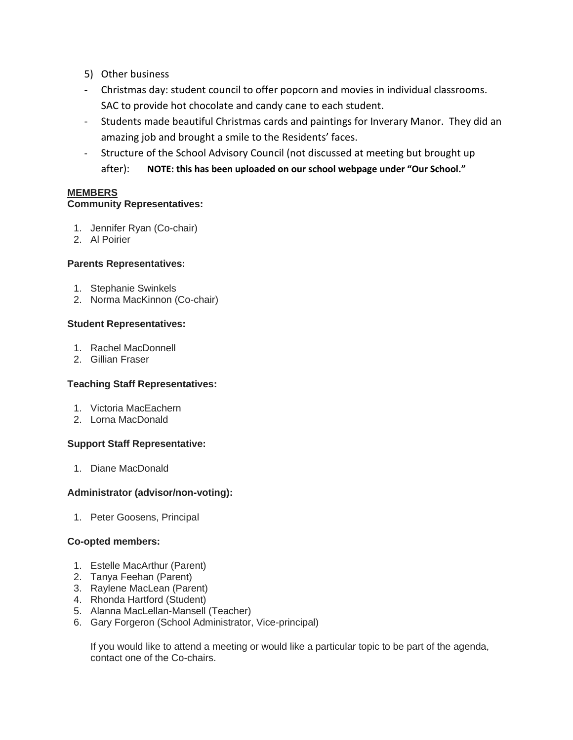5) Other business

- Christmas day: student council to offer popcorn and movies in individual classrooms. SAC to provide hot chocolate and candy cane to each student.
- Students made beautiful Christmas cards and paintings for Inverary Manor. They did an amazing job and brought a smile to the Residents' faces.
- Structure of the School Advisory Council (not discussed at meeting but brought up after): **NOTE: this has been uploaded on our school webpage under "Our School."**

**MEMBERS**

**Community Representatives:**

1. Jennifer Ryan (Co-chair)
2. Al Poirier

**Parents Representatives:**

1. Stephanie Swinkels
2. Norma MacKinnon (Co-chair)

**Student Representatives:**

1. Rachel MacDonnell
2. Gillian Fraser

**Teaching Staff Representatives:**

1. Victoria MacEachern
2. Lorna MacDonald

**Support Staff Representative:**

1. Diane MacDonald

**Administrator (advisor/non-voting):**

1. Peter Goosens, Principal

**Co-opted members:**

1. Estelle MacArthur (Parent)
2. Tanya Feehan (Parent)
3. Raylene MacLean (Parent)
4. Rhonda Hartford (Student)
5. Alanna MacLellan-Mansell (Teacher)
6. Gary Forgeron (School Administrator, Vice-principal)

If you would like to attend a meeting or would like a particular topic to be part of the agenda, contact one of the Co-chairs.